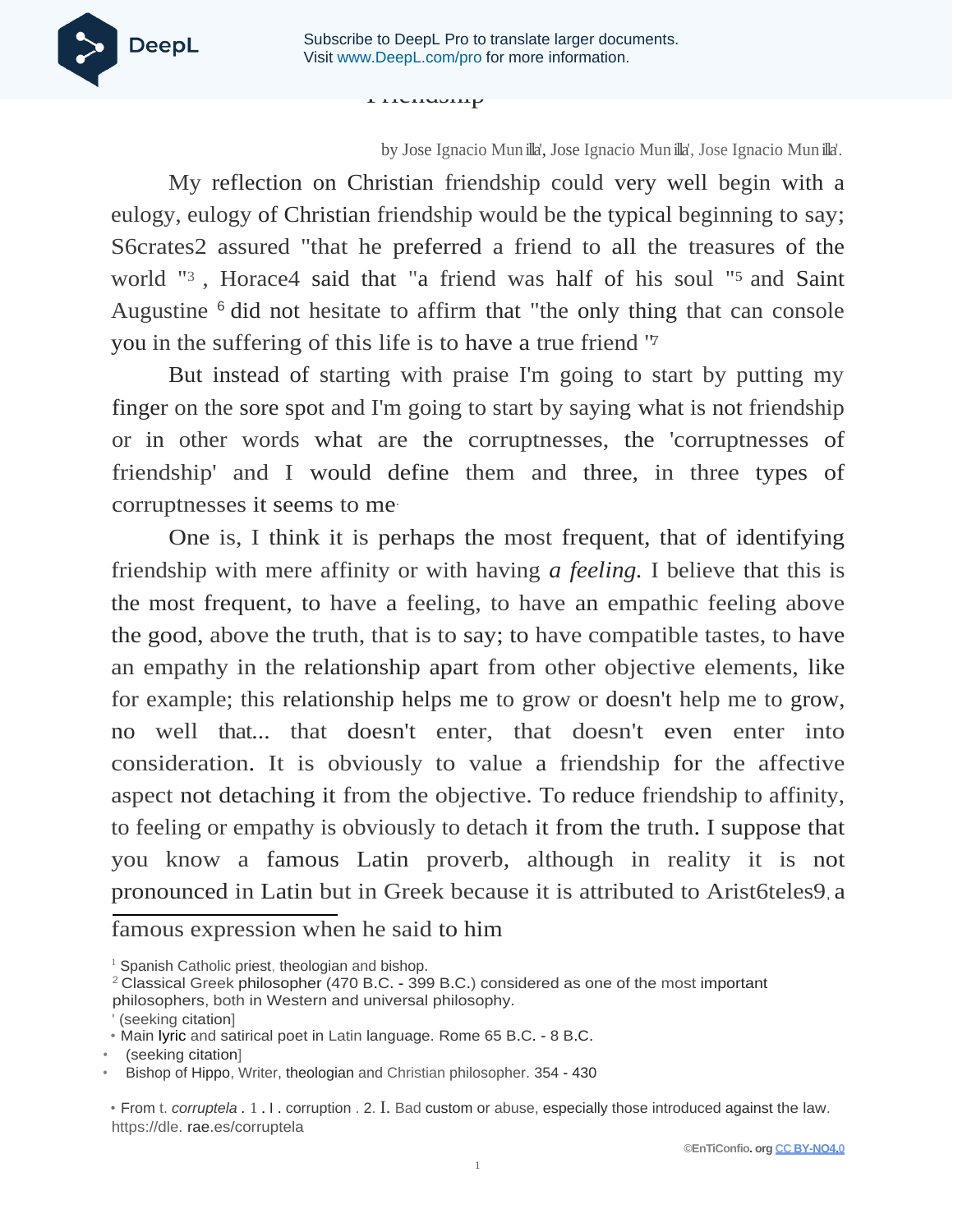# Friendship

by Jose Ignacio Munilla[1], Jose Ignacio Munilla', Jose Ignacio Munilla'.

My reflection on Christian friendship could very well begin with a eulogy, eulogy of Christian friendship would be the typical beginning to say; S6crates2 assured "that he preferred a friend to all the treasures of the world "[3] , Horace4 said that "a friend was half of his soul "[5] and Saint Augustine [6] did not hesitate to affirm that "the only thing that can console you in the suffering of this life is to have a true friend "[7]

But instead of starting with praise I'm going to start by putting my finger on the sore spot and I'm going to start by saying what is not friendship or in other words what are the corruptnesses, the 'corruptnesses of friendship' and I would define them and three, in three types of corruptnesses it seems to me.

One is, I think it is perhaps the most frequent, that of identifying friendship with mere affinity or with having *a feeling.* I believe that this is the most frequent, to have a feeling, to have an empathic feeling above the good, above the truth, that is to say; to have compatible tastes, to have an empathy in the relationship apart from other objective elements, like for example; this relationship helps me to grow or doesn't help me to grow, no well that... that doesn't enter, that doesn't even enter into consideration. It is obviously to value a friendship for the affective aspect not detaching it from the objective. To reduce friendship to affinity, to feeling or empathy is obviously to detach it from the truth. I suppose that you know a famous Latin proverb, although in reality it is not pronounced in Latin but in Greek because it is attributed to Arist6teles9, a famous expression when he said to him

---

[1] Spanish Catholic priest, theologian and bishop.

[2] Classical Greek philosopher (470 B.C. - 399 B.C.) considered as one of the most important philosophers, both in Western and universal philosophy.

' (seeking citation]

• Main lyric and satirical poet in Latin language. Rome 65 B.C. - 8 B.C.

• (seeking citation]

• Bishop of Hippo, Writer, theologian and Christian philosopher. 354 - 430

• From t. *corruptela* . 1 . I . corruption . 2. I. Bad custom or abuse, especially those introduced against the law. https://dle. rae.es/corruptela

©EnTiConfio. org CC BY-NO4.0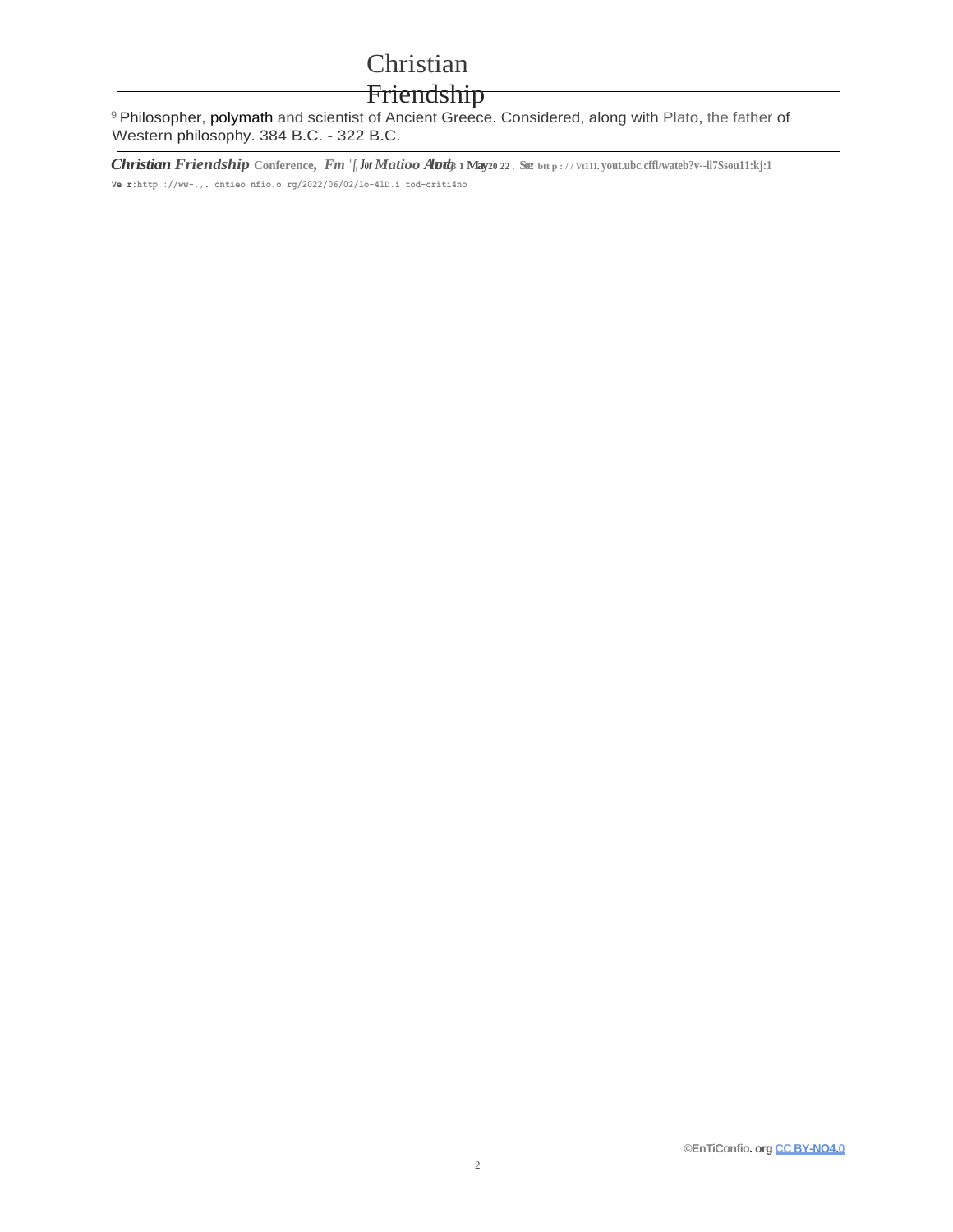[9] Philosopher, polymath and scientist of Ancient Greece. Considered, along with Plato, the father of Western philosophy. 384 B.C. - 322 B.C.

***Christian Friendship*** Conference, *Fm "f, Jor Matioo A***tod**, 1 May 20 22 . See: btt p : / / Vt111. yout.ubc.cffl/wateb?v--ll7Ssou11:kj:1

Ve r:http ://ww-.,. cntieo nfio.o rg/2022/06/02/lo-41D.i tod-criti4no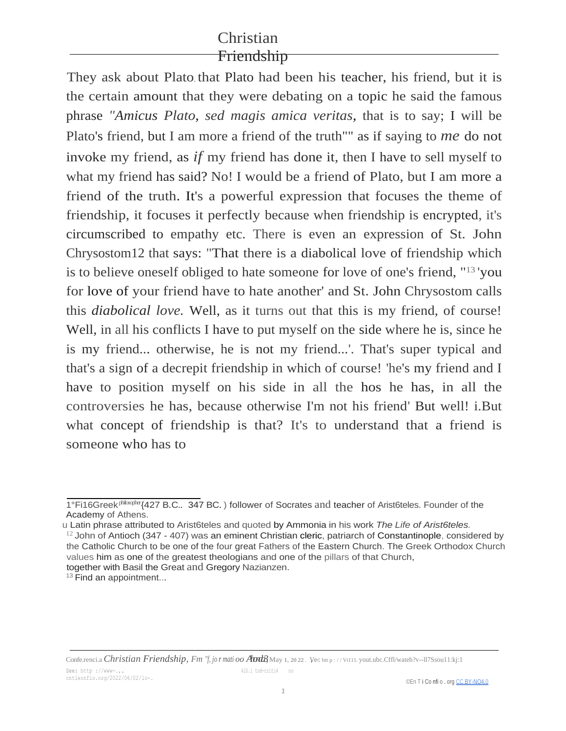They ask about Plato, that Plato had been his teacher, his friend, but it is the certain amount that they were debating on a topic he said the famous phrase *"Amicus Plato, sed magis amica veritas,* that is to say; I will be Plato's friend, but I am more a friend of the truth"" as if saying to *me* do not invoke my friend, as *if* my friend has done it, then I have to sell myself to what my friend has said? No! I would be a friend of Plato, but I am more a friend of the truth. It's a powerful expression that focuses the theme of friendship, it focuses it perfectly because when friendship is encrypted, it's circumscribed to empathy etc. There is even an expression of St. John Chrysostom12 that says: "That there is a diabolical love of friendship which is to believe oneself obliged to hate someone for love of one's friend, "[13] 'you for love of your friend have to hate another' and St. John Chrysostom calls this *diabolical love.* Well, as it turns out that this is my friend, of course! Well, in all his conflicts I have to put myself on the side where he is, since he is my friend... otherwise, he is not my friend...'. That's super typical and that's a sign of a decrepit friendship in which of course! 'he's my friend and I have to position myself on his side in all the hos he has, in all the controversies he has, because otherwise I'm not his friend' But well! i.But what concept of friendship is that? It's to understand that a friend is someone who has to

---

1°Fi16Greek philosopher (427 B.C.. 347 BC.) follower of Socrates and teacher of Arist6teles. Founder of the Academy of Athens.

u Latin phrase attributed to Arist6teles and quoted by Ammonia in his work *The Life of Arist6teles.*

[12] John of Antioch (347 - 407) was an eminent Christian cleric, patriarch of Constantinople, considered by the Catholic Church to be one of the four great Fathers of the Eastern Church. The Greek Orthodox Church values him as one of the greatest theologians and one of the pillars of that Church, together with Basil the Great and Gregory Nazianzen.

[13] Find an appointment...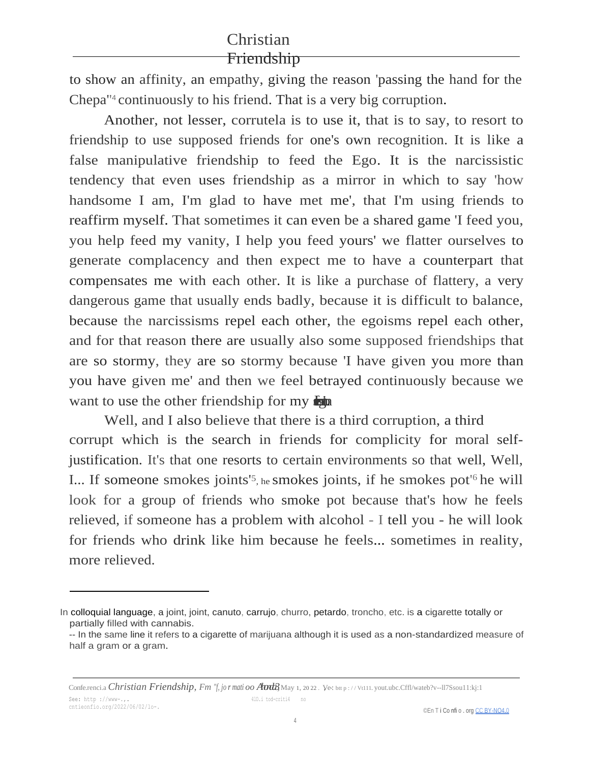to show an affinity, an empathy, giving the reason 'passing the hand for the Chepa''[4] continuously to his friend. That is a very big corruption.

Another, not lesser, corrutela is to use it, that is to say, to resort to friendship to use supposed friends for one's own recognition. It is like a false manipulative friendship to feed the Ego. It is the narcissistic tendency that even uses friendship as a mirror in which to say 'how handsome I am, I'm glad to have met me', that I'm using friends to reaffirm myself. That sometimes it can even be a shared game 'I feed you, you help feed my vanity, I help you feed yours' we flatter ourselves to generate complacency and then expect me to have a counterpart that compensates me with each other. It is like a purchase of flattery, a very dangerous game that usually ends badly, because it is difficult to balance, because the narcissisms repel each other, the egoisms repel each other, and for that reason there are usually also some supposed friendships that are so stormy, they are so stormy because 'I have given you more than you have given me' and then we feel betrayed continuously because we want to use the other friendship for my Ego.

Well, and I also believe that there is a third corruption, a third corrupt which is the search in friends for complicity for moral self-justification. It's that one resorts to certain environments so that well, Well, I... If someone smokes joints'[5], he smokes joints, if he smokes pot'[6] he will look for a group of friends who smoke pot because that's how he feels relieved, if someone has a problem with alcohol - I tell you - he will look for friends who drink like him because he feels... sometimes in reality, more relieved.

---

In colloquial language, a joint, joint, canuto, carrujo, churro, petardo, troncho, etc. is a cigarette totally or partially filled with cannabis.

-- In the same line it refers to a cigarette of marijuana although it is used as a non-standardized measure of half a gram or a gram.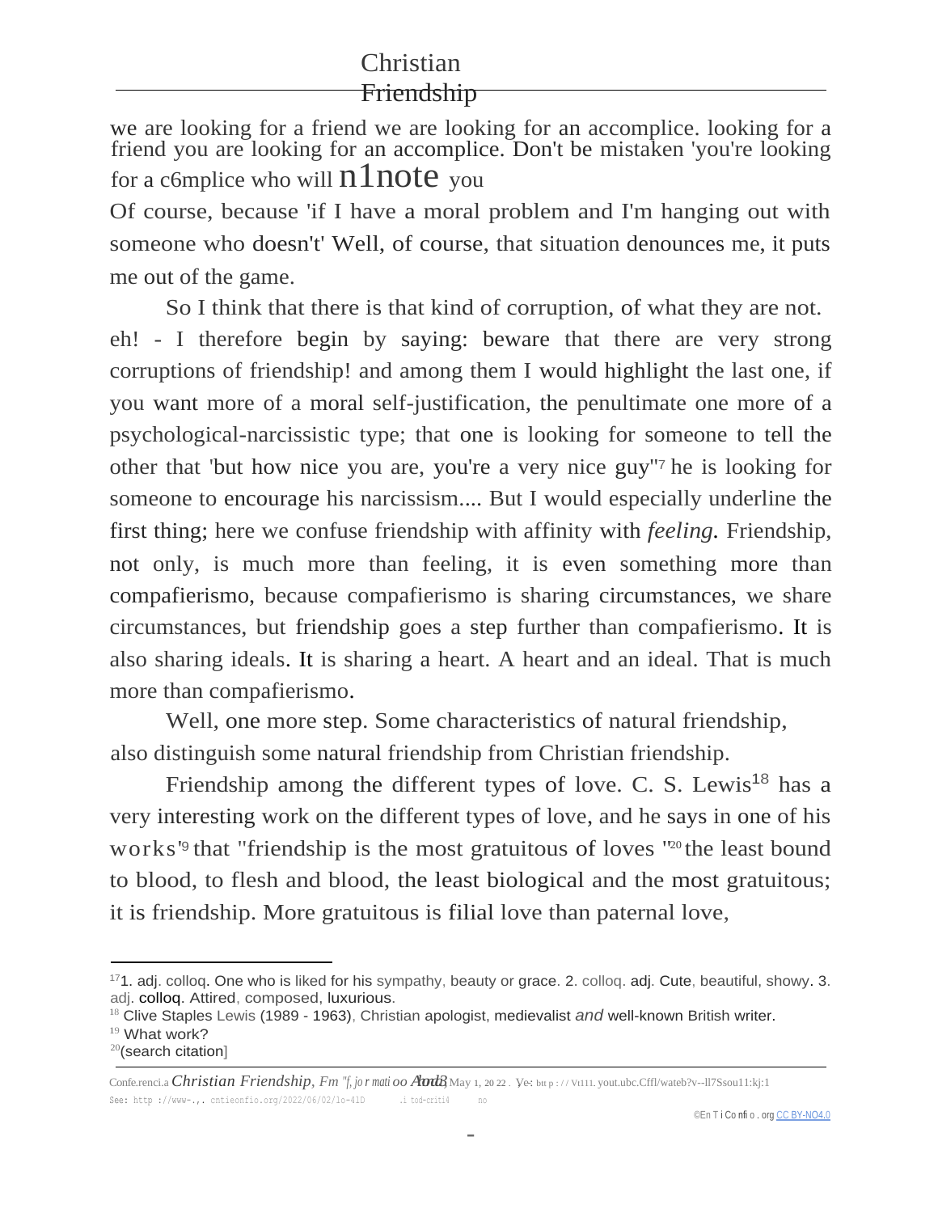we are looking for a friend we are looking for an accomplice. looking for a friend you are looking for an accomplice. Don't be mistaken 'you're looking for a c6mplice who will n1note you

Of course, because 'if I have a moral problem and I'm hanging out with someone who doesn't' Well, of course, that situation denounces me, it puts me out of the game.

So I think that there is that kind of corruption, of what they are not. eh! - I therefore begin by saying: beware that there are very strong corruptions of friendship! and among them I would highlight the last one, if you want more of a moral self-justification, the penultimate one more of a psychological-narcissistic type; that one is looking for someone to tell the other that 'but how nice you are, you're a very nice guy"[17] he is looking for someone to encourage his narcissism.... But I would especially underline the first thing; here we confuse friendship with affinity with *feeling.* Friendship, not only, is much more than feeling, it is even something more than compafierismo, because compafierismo is sharing circumstances, we share circumstances, but friendship goes a step further than compafierismo. It is also sharing ideals. It is sharing a heart. A heart and an ideal. That is much more than compafierismo.

Well, one more step. Some characteristics of natural friendship, also distinguish some natural friendship from Christian friendship.

Friendship among the different types of love. C. S. Lewis[18] has a very interesting work on the different types of love, and he says in one of his works'[19] that "friendship is the most gratuitous of loves "[20] the least bound to blood, to flesh and blood, the least biological and the most gratuitous; it is friendship. More gratuitous is filial love than paternal love,

---

[17] 1. adj. colloq. One who is liked for his sympathy, beauty or grace. 2. colloq. adj. Cute, beautiful, showy. 3. adj. colloq. Attired, composed, luxurious.

[18] Clive Staples Lewis (1989 - 1963), Christian apologist, medievalist *and* well-known British writer.

[19] What work?

[20] (search citation]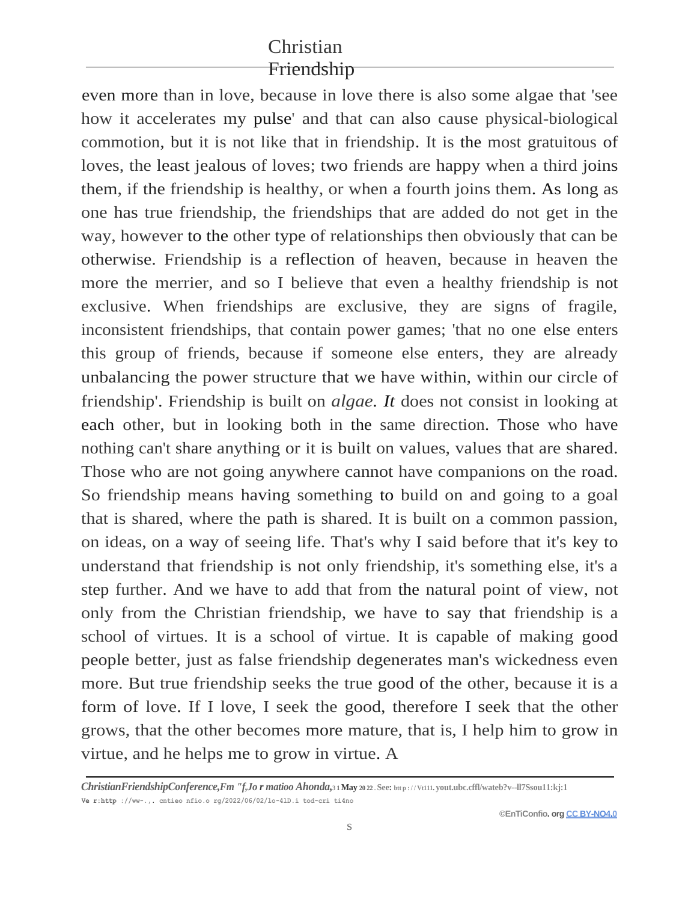even more than in love, because in love there is also some algae that 'see how it accelerates my pulse' and that can also cause physical-biological commotion, but it is not like that in friendship. It is the most gratuitous of loves, the least jealous of loves; two friends are happy when a third joins them, if the friendship is healthy, or when a fourth joins them. As long as one has true friendship, the friendships that are added do not get in the way, however to the other type of relationships then obviously that can be otherwise. Friendship is a reflection of heaven, because in heaven the more the merrier, and so I believe that even a healthy friendship is not exclusive. When friendships are exclusive, they are signs of fragile, inconsistent friendships, that contain power games; 'that no one else enters this group of friends, because if someone else enters, they are already unbalancing the power structure that we have within, within our circle of friendship'. Friendship is built on *algae. It* does not consist in looking at each other, but in looking both in the same direction. Those who have nothing can't share anything or it is built on values, values that are shared. Those who are not going anywhere cannot have companions on the road. So friendship means having something to build on and going to a goal that is shared, where the path is shared. It is built on a common passion, on ideas, on a way of seeing life. That's why I said before that it's key to understand that friendship is not only friendship, it's something else, it's a step further. And we have to add that from the natural point of view, not only from the Christian friendship, we have to say that friendship is a school of virtues. It is a school of virtue. It is capable of making good people better, just as false friendship degenerates man's wickedness even more. But true friendship seeks the true good of the other, because it is a form of love. If I love, I seek the good, therefore I seek that the other grows, that the other becomes more mature, that is, I help him to grow in virtue, and he helps me to grow in virtue. A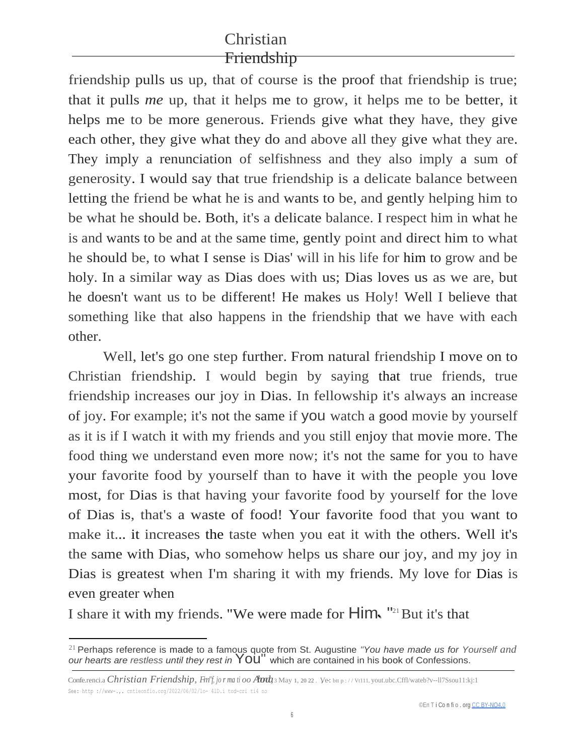friendship pulls us up, that of course is the proof that friendship is true; that it pulls *me* up, that it helps me to grow, it helps me to be better, it helps me to be more generous. Friends give what they have, they give each other, they give what they do and above all they give what they are. They imply a renunciation of selfishness and they also imply a sum of generosity. I would say that true friendship is a delicate balance between letting the friend be what he is and wants to be, and gently helping him to be what he should be. Both, it's a delicate balance. I respect him in what he is and wants to be and at the same time, gently point and direct him to what he should be, to what I sense is Dias' will in his life for him to grow and be holy. In a similar way as Dias does with us; Dias loves us as we are, but he doesn't want us to be different! He makes us Holy! Well I believe that something like that also happens in the friendship that we have with each other.

Well, let's go one step further. From natural friendship I move on to Christian friendship. I would begin by saying that true friends, true friendship increases our joy in Dias. In fellowship it's always an increase of joy. For example; it's not the same if you watch a good movie by yourself as it is if I watch it with my friends and you still enjoy that movie more. The food thing we understand even more now; it's not the same for you to have your favorite food by yourself than to have it with the people you love most, for Dias is that having your favorite food by yourself for the love of Dias is, that's a waste of food! Your favorite food that you want to make it... it increases the taste when you eat it with the others. Well it's the same with Dias, who somehow helps us share our joy, and my joy in Dias is greatest when I'm sharing it with my friends. My love for Dias is even greater when

I share it with my friends. "We were made for Him. "[21] But it's that

[21] Perhaps reference is made to a famous quote from St. Augustine *"You have made us for Yourself and our hearts are restless until they rest in You"* which are contained in his book of Confessions.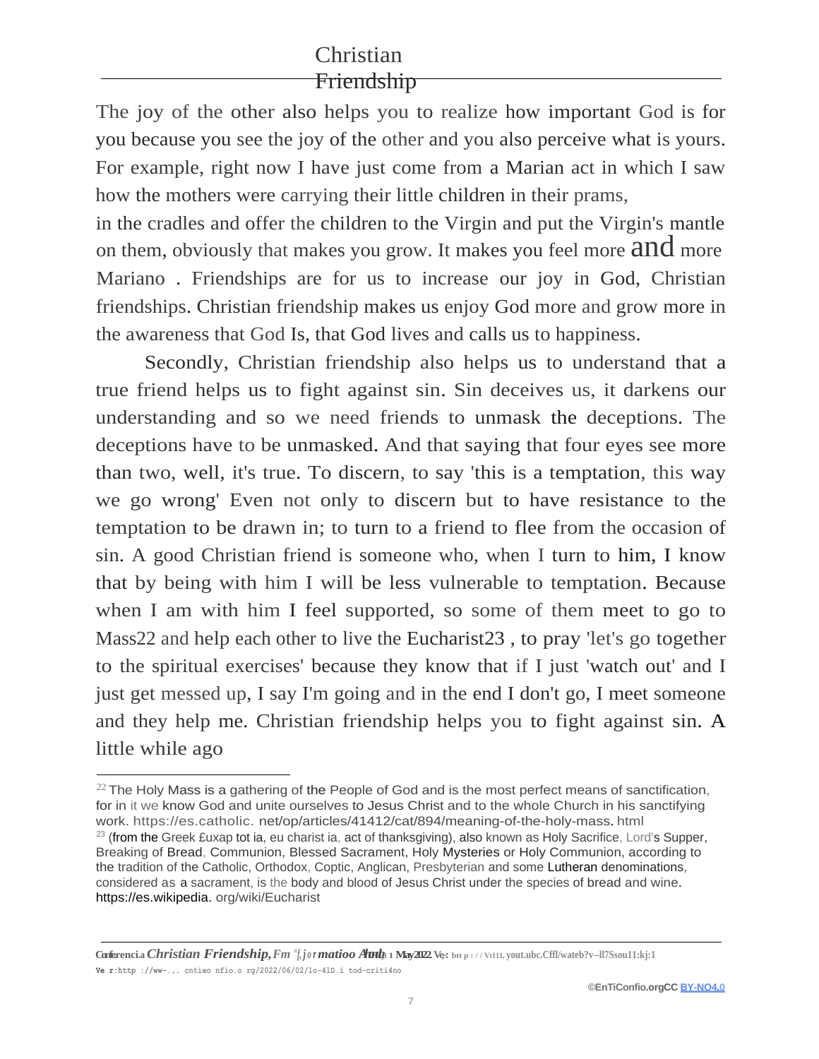The joy of the other also helps you to realize how important God is for you because you see the joy of the other and you also perceive what is yours. For example, right now I have just come from a Marian act in which I saw how the mothers were carrying their little children in their prams,

in the cradles and offer the children to the Virgin and put the Virgin's mantle on them, obviously that makes you grow. It makes you feel more and more Mariano . Friendships are for us to increase our joy in God, Christian friendships. Christian friendship makes us enjoy God more and grow more in the awareness that God Is, that God lives and calls us to happiness.

Secondly, Christian friendship also helps us to understand that a true friend helps us to fight against sin. Sin deceives us, it darkens our understanding and so we need friends to unmask the deceptions. The deceptions have to be unmasked. And that saying that four eyes see more than two, well, it's true. To discern, to say 'this is a temptation, this way we go wrong' Even not only to discern but to have resistance to the temptation to be drawn in; to turn to a friend to flee from the occasion of sin. A good Christian friend is someone who, when I turn to him, I know that by being with him I will be less vulnerable to temptation. Because when I am with him I feel supported, so some of them meet to go to Mass[22] and help each other to live the Eucharist[23] , to pray 'let's go together to the spiritual exercises' because they know that if I just 'watch out' and I just get messed up, I say I'm going and in the end I don't go, I meet someone and they help me. Christian friendship helps you to fight against sin. A little while ago

---

[22] The Holy Mass is a gathering of the People of God and is the most perfect means of sanctification, for in it we know God and unite ourselves to Jesus Christ and to the whole Church in his sanctifying work. https://es.catholic. net/op/articles/41412/cat/894/meaning-of-the-holy-mass. html

[23] (from the Greek £uxap tot ia, eu charist ia, act of thanksgiving), also known as Holy Sacrifice, Lord's Supper, Breaking of Bread, Communion, Blessed Sacrament, Holy Mysteries or Holy Communion, according to the tradition of the Catholic, Orthodox, Coptic, Anglican, Presbyterian and some Lutheran denominations, considered as a sacrament, is the body and blood of Jesus Christ under the species of bread and wine. https://es.wikipedia. org/wiki/Eucharist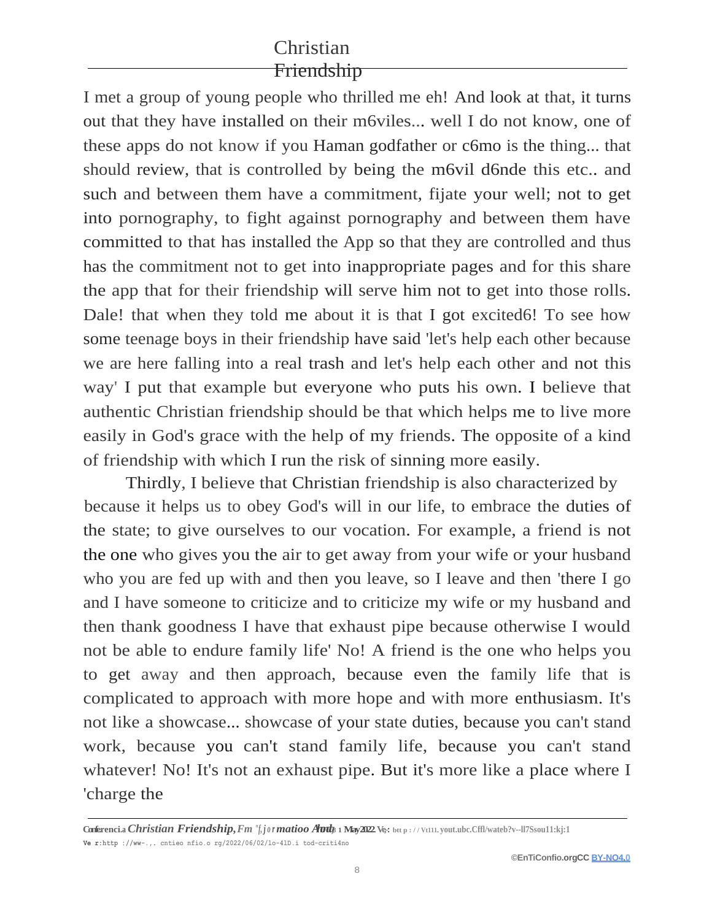I met a group of young people who thrilled me eh! And look at that, it turns out that they have installed on their m6viles... well I do not know, one of these apps do not know if you Haman godfather or c6mo is the thing... that should review, that is controlled by being the m6vil d6nde this etc.. and such and between them have a commitment, fijate your well; not to get into pornography, to fight against pornography and between them have committed to that has installed the App so that they are controlled and thus has the commitment not to get into inappropriate pages and for this share the app that for their friendship will serve him not to get into those rolls. Dale! that when they told me about it is that I got excited6! To see how some teenage boys in their friendship have said 'let's help each other because we are here falling into a real trash and let's help each other and not this way' I put that example but everyone who puts his own. I believe that authentic Christian friendship should be that which helps me to live more easily in God's grace with the help of my friends. The opposite of a kind of friendship with which I run the risk of sinning more easily.

Thirdly, I believe that Christian friendship is also characterized by because it helps us to obey God's will in our life, to embrace the duties of the state; to give ourselves to our vocation. For example, a friend is not the one who gives you the air to get away from your wife or your husband who you are fed up with and then you leave, so I leave and then 'there I go and I have someone to criticize and to criticize my wife or my husband and then thank goodness I have that exhaust pipe because otherwise I would not be able to endure family life' No! A friend is the one who helps you to get away and then approach, because even the family life that is complicated to approach with more hope and with more enthusiasm. It's not like a showcase... showcase of your state duties, because you can't stand work, because you can't stand family life, because you can't stand whatever! No! It's not an exhaust pipe. But it's more like a place where I 'charge the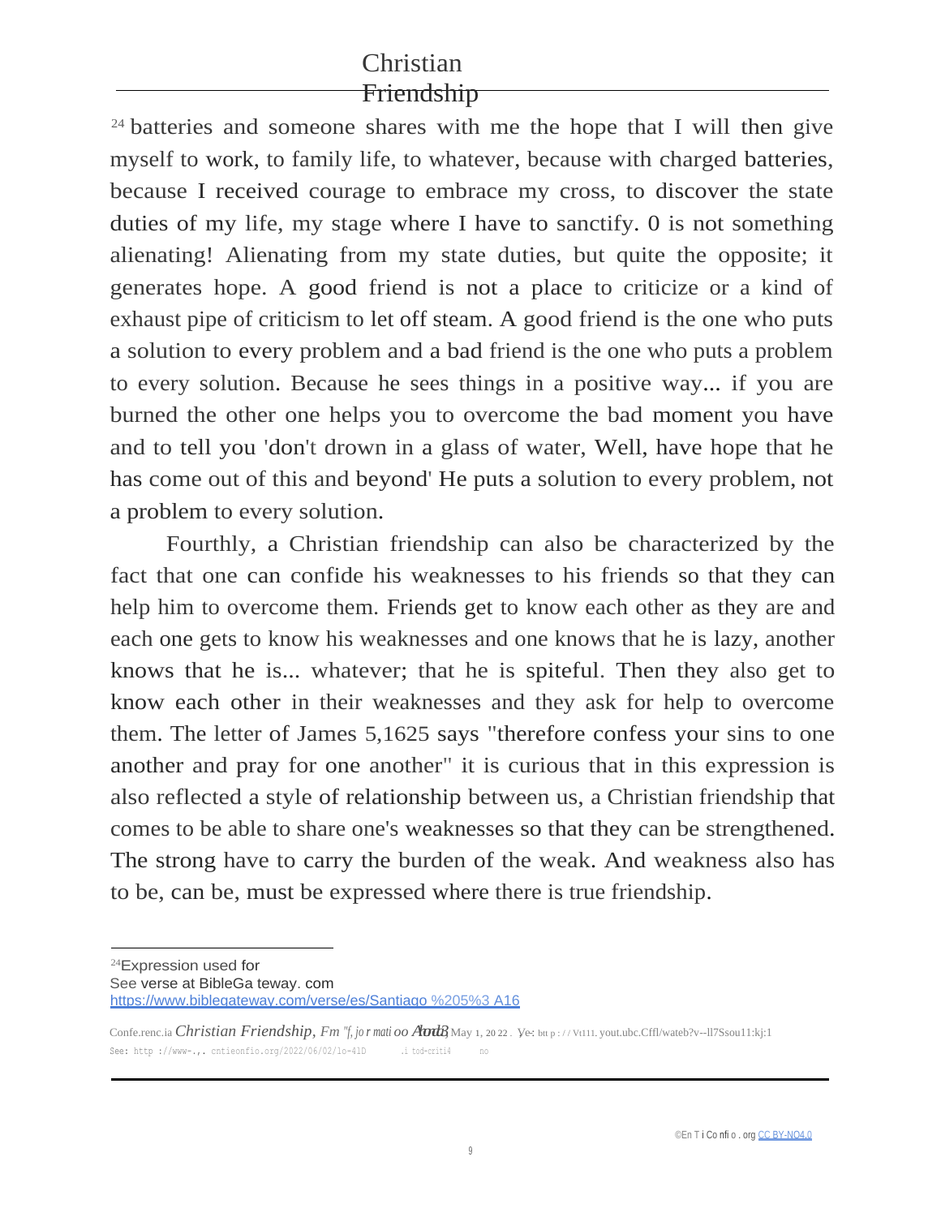[24] batteries and someone shares with me the hope that I will then give myself to work, to family life, to whatever, because with charged batteries, because I received courage to embrace my cross, to discover the state duties of my life, my stage where I have to sanctify. 0 is not something alienating! Alienating from my state duties, but quite the opposite; it generates hope. A good friend is not a place to criticize or a kind of exhaust pipe of criticism to let off steam. A good friend is the one who puts a solution to every problem and a bad friend is the one who puts a problem to every solution. Because he sees things in a positive way... if you are burned the other one helps you to overcome the bad moment you have and to tell you 'don't drown in a glass of water, Well, have hope that he has come out of this and beyond' He puts a solution to every problem, not a problem to every solution.

Fourthly, a Christian friendship can also be characterized by the fact that one can confide his weaknesses to his friends so that they can help him to overcome them. Friends get to know each other as they are and each one gets to know his weaknesses and one knows that he is lazy, another knows that he is... whatever; that he is spiteful. Then they also get to know each other in their weaknesses and they ask for help to overcome them. The letter of James 5,16[25] says "therefore confess your sins to one another and pray for one another" it is curious that in this expression is also reflected a style of relationship between us, a Christian friendship that comes to be able to share one's weaknesses so that they can be strengthened. The strong have to carry the burden of the weak. And weakness also has to be, can be, must be expressed where there is true friendship.

---

[24]Expression used for
See verse at BibleGa teway. com
https://www.biblegateway.com/verse/es/Santiago %205%3 A16

Confe.renc.ia *Christian Friendship*, *Fm "f, jo r mati oo Aond3*, May 1, 20 22 . Ye: btt p : / / Vt111. yout.ubc.Cffl/wateb?v--ll7Ssou11:kj:1
See: http ://www-.,. cntieonfio.org/2022/06/02/lo-41D .i tod-criti4 no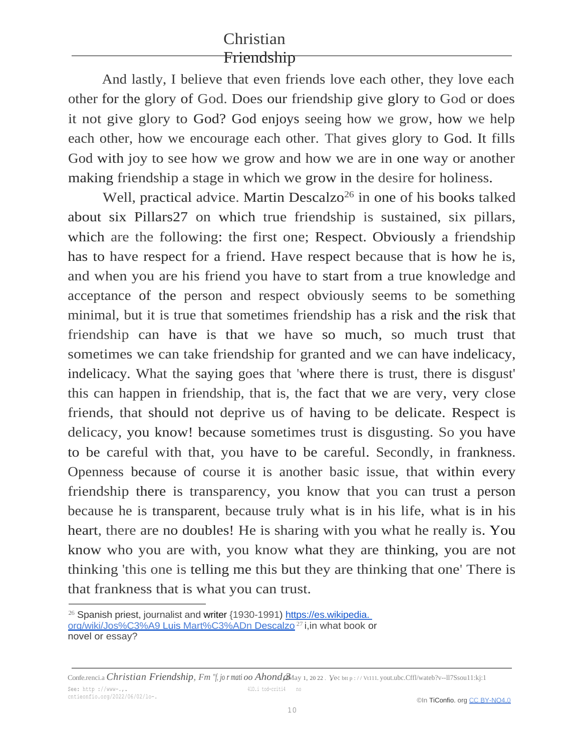And lastly, I believe that even friends love each other, they love each other for the glory of God. Does our friendship give glory to God or does it not give glory to God? God enjoys seeing how we grow, how we help each other, how we encourage each other. That gives glory to God. It fills God with joy to see how we grow and how we are in one way or another making friendship a stage in which we grow in the desire for holiness.

Well, practical advice. Martin Descalzo[26] in one of his books talked about six Pillars27 on which true friendship is sustained, six pillars, which are the following: the first one; Respect. Obviously a friendship has to have respect for a friend. Have respect because that is how he is, and when you are his friend you have to start from a true knowledge and acceptance of the person and respect obviously seems to be something minimal, but it is true that sometimes friendship has a risk and the risk that friendship can have is that we have so much, so much trust that sometimes we can take friendship for granted and we can have indelicacy, indelicacy. What the saying goes that 'where there is trust, there is disgust' this can happen in friendship, that is, the fact that we are very, very close friends, that should not deprive us of having to be delicate. Respect is delicacy, you know! because sometimes trust is disgusting. So you have to be careful with that, you have to be careful. Secondly, in frankness. Openness because of course it is another basic issue, that within every friendship there is transparency, you know that you can trust a person because he is transparent, because truly what is in his life, what is in his heart, there are no doubles! He is sharing with you what he really is. You know who you are with, you know what they are thinking, you are not thinking 'this one is telling me this but they are thinking that one' There is that frankness that is what you can trust.

[26] Spanish priest, journalist and writer (1930-1991) https://es.wikipedia.org/wiki/Jos%C3%A9 Luis Mart%C3%ADn Descalzo [27] ¿in what book or novel or essay?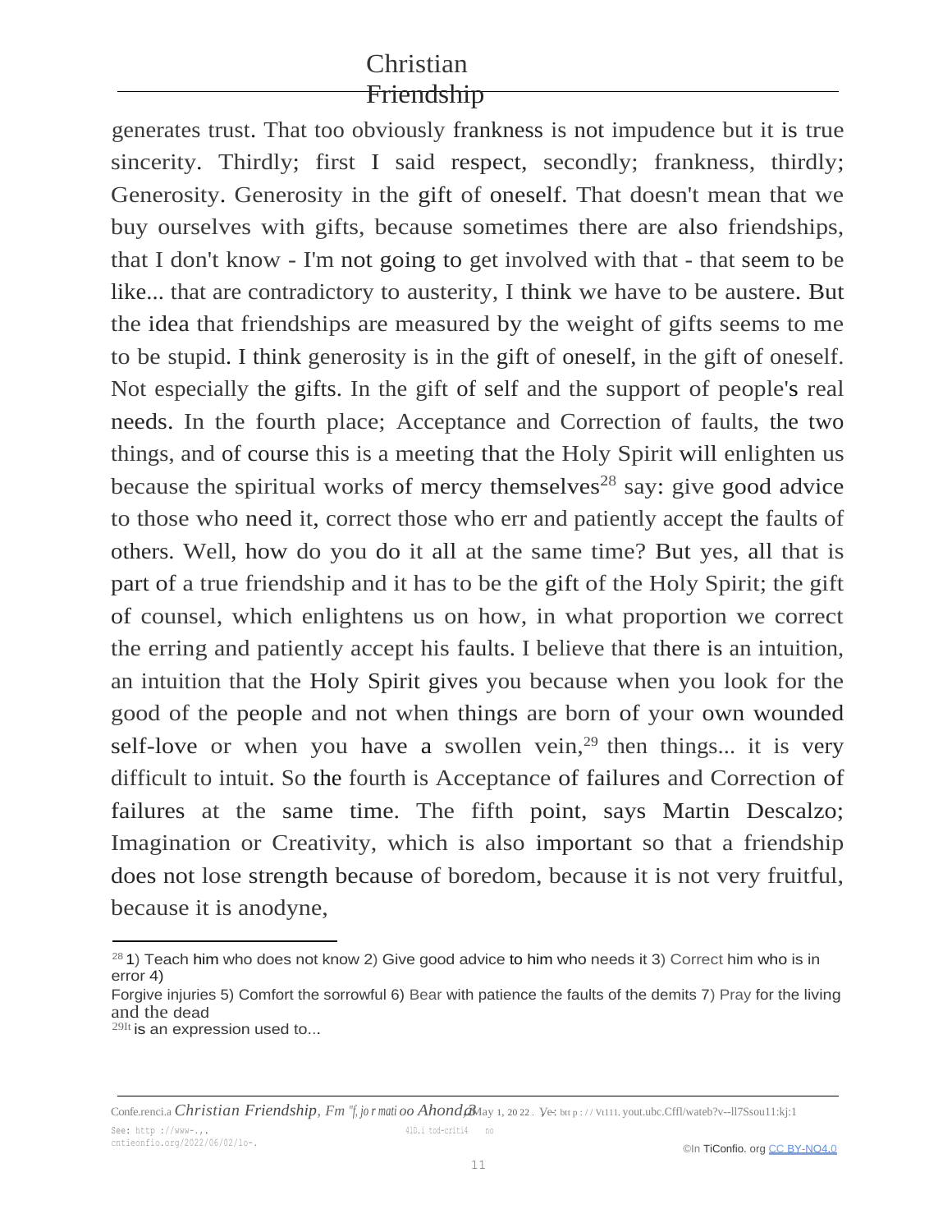generates trust. That too obviously frankness is not impudence but it is true sincerity. Thirdly; first I said respect, secondly; frankness, thirdly; Generosity. Generosity in the gift of oneself. That doesn't mean that we buy ourselves with gifts, because sometimes there are also friendships, that I don't know - I'm not going to get involved with that - that seem to be like... that are contradictory to austerity, I think we have to be austere. But the idea that friendships are measured by the weight of gifts seems to me to be stupid. I think generosity is in the gift of oneself, in the gift of oneself. Not especially the gifts. In the gift of self and the support of people's real needs. In the fourth place; Acceptance and Correction of faults, the two things, and of course this is a meeting that the Holy Spirit will enlighten us because the spiritual works of mercy themselves[28] say: give good advice to those who need it, correct those who err and patiently accept the faults of others. Well, how do you do it all at the same time? But yes, all that is part of a true friendship and it has to be the gift of the Holy Spirit; the gift of counsel, which enlightens us on how, in what proportion we correct the erring and patiently accept his faults. I believe that there is an intuition, an intuition that the Holy Spirit gives you because when you look for the good of the people and not when things are born of your own wounded self-love or when you have a swollen vein,[29] then things... it is very difficult to intuit. So the fourth is Acceptance of failures and Correction of failures at the same time. The fifth point, says Martin Descalzo; Imagination or Creativity, which is also important so that a friendship does not lose strength because of boredom, because it is not very fruitful, because it is anodyne,

---

[28] 1) Teach him who does not know 2) Give good advice to him who needs it 3) Correct him who is in error 4) Forgive injuries 5) Comfort the sorrowful 6) Bear with patience the faults of the demits 7) Pray for the living and the dead

[29] It is an expression used to...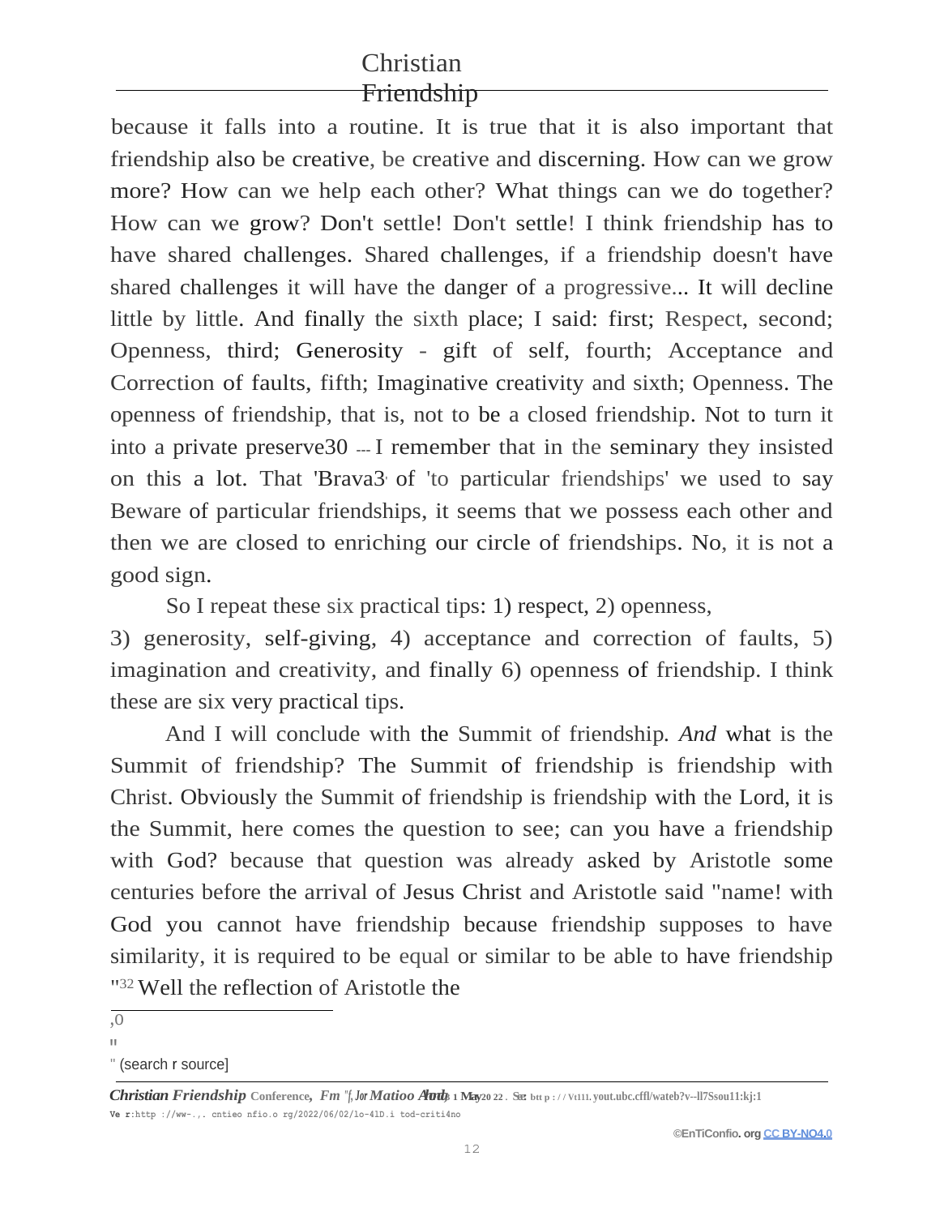because it falls into a routine. It is true that it is also important that friendship also be creative, be creative and discerning. How can we grow more? How can we help each other? What things can we do together? How can we grow? Don't settle! Don't settle! I think friendship has to have shared challenges. Shared challenges, if a friendship doesn't have shared challenges it will have the danger of a progressive... It will decline little by little. And finally the sixth place; I said: first; Respect, second; Openness, third; Generosity - gift of self, fourth; Acceptance and Correction of faults, fifth; Imaginative creativity and sixth; Openness. The openness of friendship, that is, not to be a closed friendship. Not to turn it into a private preserve[30] --- I remember that in the seminary they insisted on this a lot. That 'Brava3' of 'to particular friendships' we used to say Beware of particular friendships, it seems that we possess each other and then we are closed to enriching our circle of friendships. No, it is not a good sign.

So I repeat these six practical tips: 1) respect, 2) openness, 3) generosity, self-giving, 4) acceptance and correction of faults, 5) imagination and creativity, and finally 6) openness of friendship. I think these are six very practical tips.

And I will conclude with the Summit of friendship. *And* what is the Summit of friendship? The Summit of friendship is friendship with Christ. Obviously the Summit of friendship is friendship with the Lord, it is the Summit, here comes the question to see; can you have a friendship with God? because that question was already asked by Aristotle some centuries before the arrival of Jesus Christ and Aristotle said "name! with God you cannot have friendship because friendship supposes to have similarity, it is required to be equal or similar to be able to have friendship "[32] Well the reflection of Aristotle the

---

,0

"

" (search r source]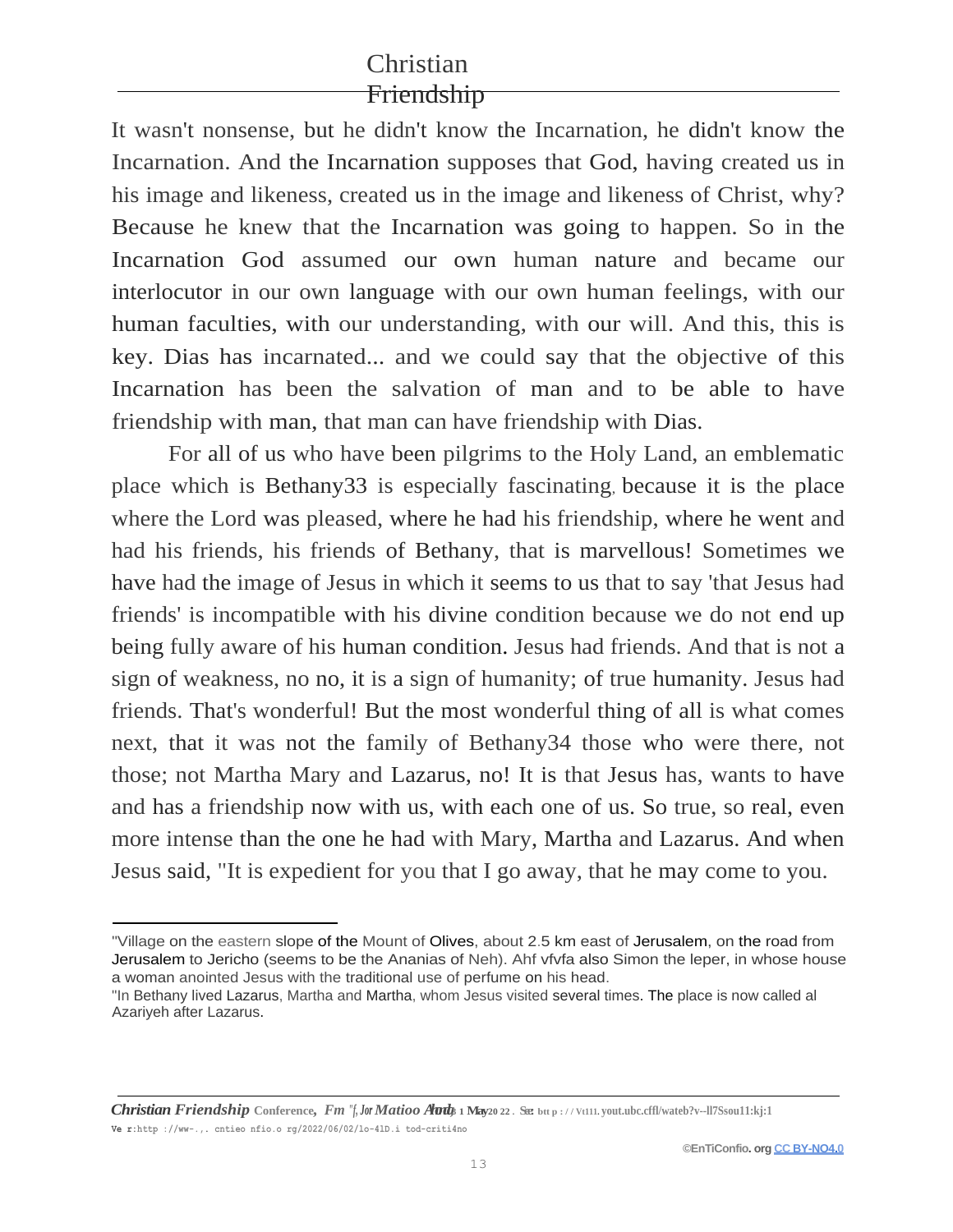It wasn't nonsense, but he didn't know the Incarnation, he didn't know the Incarnation. And the Incarnation supposes that God, having created us in his image and likeness, created us in the image and likeness of Christ, why? Because he knew that the Incarnation was going to happen. So in the Incarnation God assumed our own human nature and became our interlocutor in our own language with our own human feelings, with our human faculties, with our understanding, with our will. And this, this is key. Dias has incarnated... and we could say that the objective of this Incarnation has been the salvation of man and to be able to have friendship with man, that man can have friendship with Dias.

For all of us who have been pilgrims to the Holy Land, an emblematic place which is Bethany[33] is especially fascinating, because it is the place where the Lord was pleased, where he had his friendship, where he went and had his friends, his friends of Bethany, that is marvellous! Sometimes we have had the image of Jesus in which it seems to us that to say 'that Jesus had friends' is incompatible with his divine condition because we do not end up being fully aware of his human condition. Jesus had friends. And that is not a sign of weakness, no no, it is a sign of humanity; of true humanity. Jesus had friends. That's wonderful! But the most wonderful thing of all is what comes next, that it was not the family of Bethany[34] those who were there, not those; not Martha Mary and Lazarus, no! It is that Jesus has, wants to have and has a friendship now with us, with each one of us. So true, so real, even more intense than the one he had with Mary, Martha and Lazarus. And when Jesus said, "It is expedient for you that I go away, that he may come to you.

---

[33] Village on the eastern slope of the Mount of Olives, about 2.5 km east of Jerusalem, on the road from Jerusalem to Jericho (seems to be the Ananias of Neh). Ahf vfvfa also Simon the leper, in whose house a woman anointed Jesus with the traditional use of perfume on his head.

[34] In Bethany lived Lazarus, Martha and Martha, whom Jesus visited several times. The place is now called al Azariyeh after Lazarus.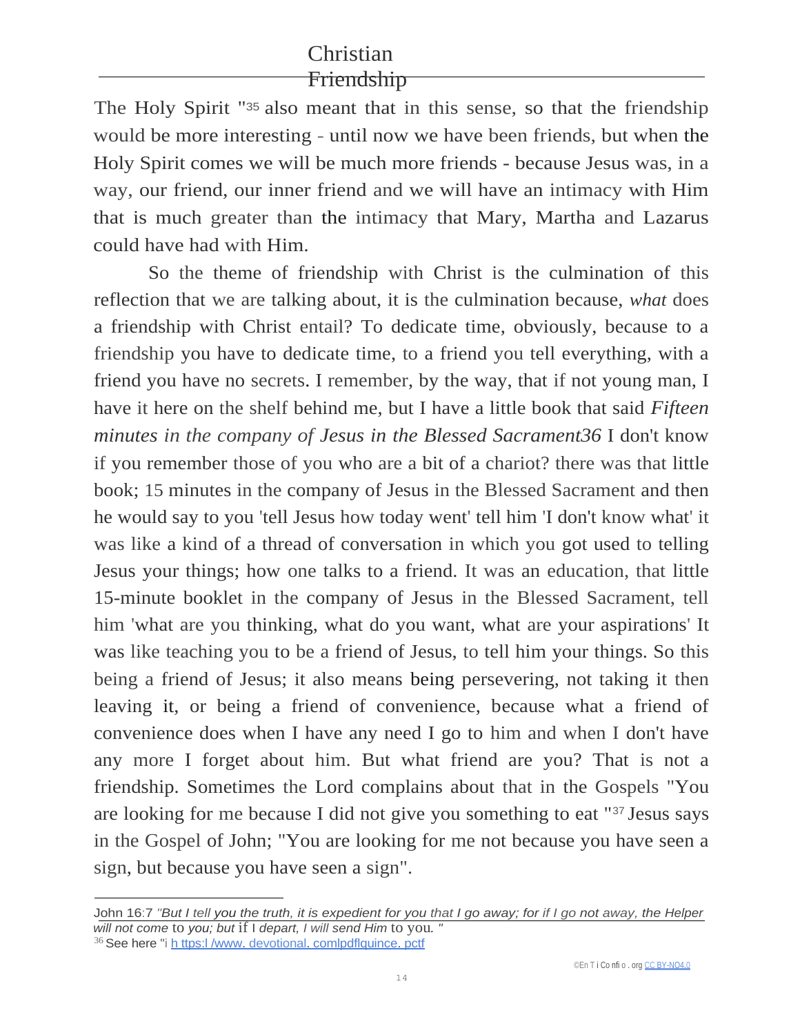The Holy Spirit "[35] also meant that in this sense, so that the friendship would be more interesting - until now we have been friends, but when the Holy Spirit comes we will be much more friends - because Jesus was, in a way, our friend, our inner friend and we will have an intimacy with Him that is much greater than the intimacy that Mary, Martha and Lazarus could have had with Him.

So the theme of friendship with Christ is the culmination of this reflection that we are talking about, it is the culmination because, *what* does a friendship with Christ entail? To dedicate time, obviously, because to a friendship you have to dedicate time, to a friend you tell everything, with a friend you have no secrets. I remember, by the way, that if not young man, I have it here on the shelf behind me, but I have a little book that said *Fifteen minutes in the company of Jesus in the Blessed Sacrament36* I don't know if you remember those of you who are a bit of a chariot? there was that little book; 15 minutes in the company of Jesus in the Blessed Sacrament and then he would say to you 'tell Jesus how today went' tell him 'I don't know what' it was like a kind of a thread of conversation in which you got used to telling Jesus your things; how one talks to a friend. It was an education, that little 15-minute booklet in the company of Jesus in the Blessed Sacrament, tell him 'what are you thinking, what do you want, what are your aspirations' It was like teaching you to be a friend of Jesus, to tell him your things. So this being a friend of Jesus; it also means being persevering, not taking it then leaving it, or being a friend of convenience, because what a friend of convenience does when I have any need I go to him and when I don't have any more I forget about him. But what friend are you? That is not a friendship. Sometimes the Lord complains about that in the Gospels "You are looking for me because I did not give you something to eat "[37] Jesus says in the Gospel of John; "You are looking for me not because you have seen a sign, but because you have seen a sign".

---

John 16:7 *"But I tell you the truth, it is expedient for you that I go away; for if I go not away, the Helper will not come* to *you; but* if I *depart, I will send Him* to you*. "*

[36] See here "i h ttps:l /www. devotional. comlpdflquince. pctf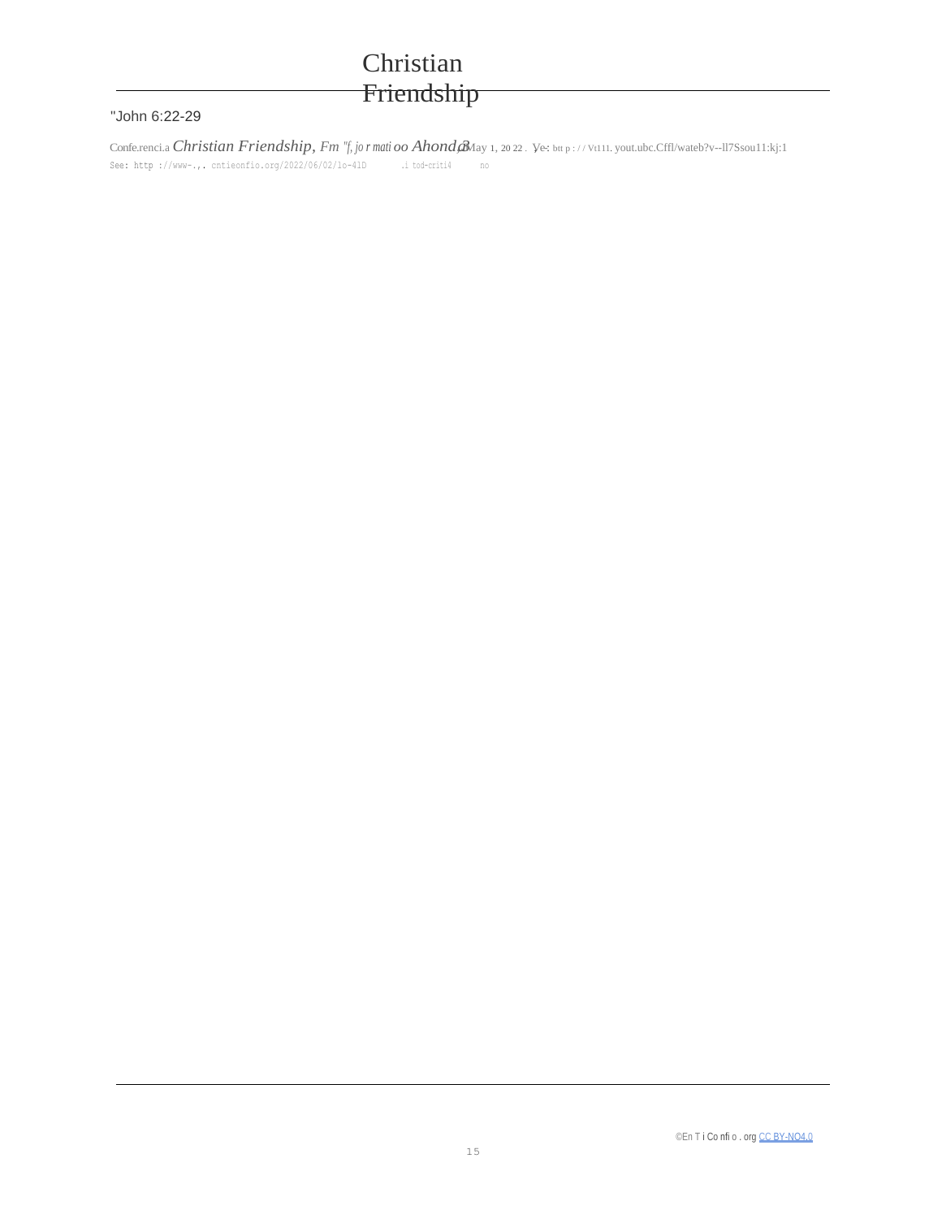# Christian Friendship

"John 6:22-29

Confe.renci.a *Christian Friendship*, *Fm "f, jo r mati oo Ahond*,*3* May 1, 20 22 . Ye: btt p : / / Vt111. yout.ubc.Cffl/wateb?v--ll7Ssou11:kj:1

See: http ://www-.,. cntieonfio.org/2022/06/02/lo-41D .i tod-criti4 no

©En T i Co nfi o . org CC BY-NO4.0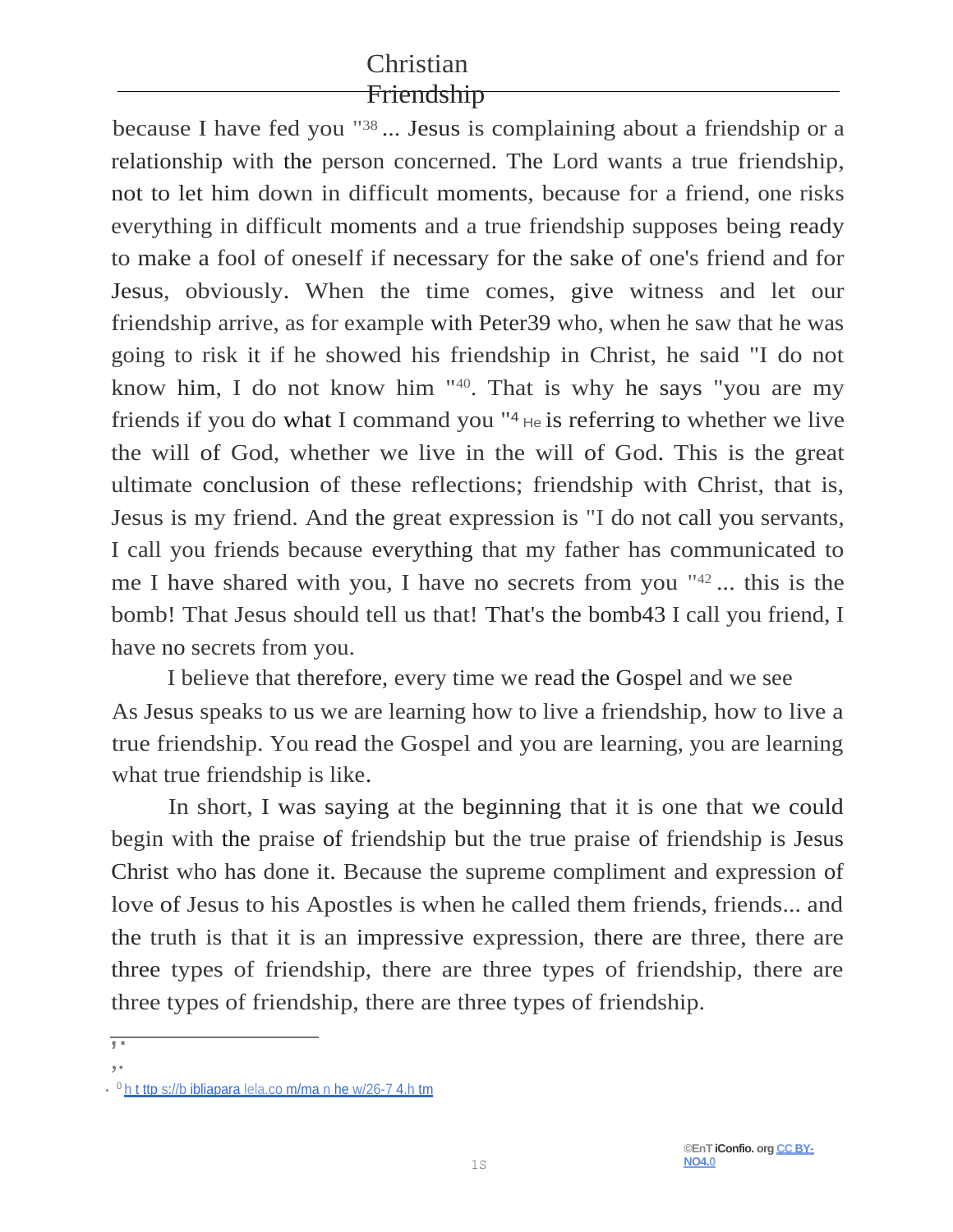because I have fed you "[38] ... Jesus is complaining about a friendship or a relationship with the person concerned. The Lord wants a true friendship, not to let him down in difficult moments, because for a friend, one risks everything in difficult moments and a true friendship supposes being ready to make a fool of oneself if necessary for the sake of one's friend and for Jesus, obviously. When the time comes, give witness and let our friendship arrive, as for example with Peter39 who, when he saw that he was going to risk it if he showed his friendship in Christ, he said "I do not know him, I do not know him "[40]. That is why he says "you are my friends if you do what I command you "[4] He is referring to whether we live the will of God, whether we live in the will of God. This is the great ultimate conclusion of these reflections; friendship with Christ, that is, Jesus is my friend. And the great expression is "I do not call you servants, I call you friends because everything that my father has communicated to me I have shared with you, I have no secrets from you "[42] ... this is the bomb! That Jesus should tell us that! That's the bomb43 I call you friend, I have no secrets from you.

I believe that therefore, every time we read the Gospel and we see As Jesus speaks to us we are learning how to live a friendship, how to live a true friendship. You read the Gospel and you are learning, you are learning what true friendship is like.

In short, I was saying at the beginning that it is one that we could begin with the praise of friendship but the true praise of friendship is Jesus Christ who has done it. Because the supreme compliment and expression of love of Jesus to his Apostles is when he called them friends, friends... and the truth is that it is an impressive expression, there are three, there are three types of friendship, there are three types of friendship, there are three types of friendship, there are three types of friendship.

---

,·

,·

· [0] h t ttp s://b ibliapara lela.co m/ma n he w/26-7 4.h tm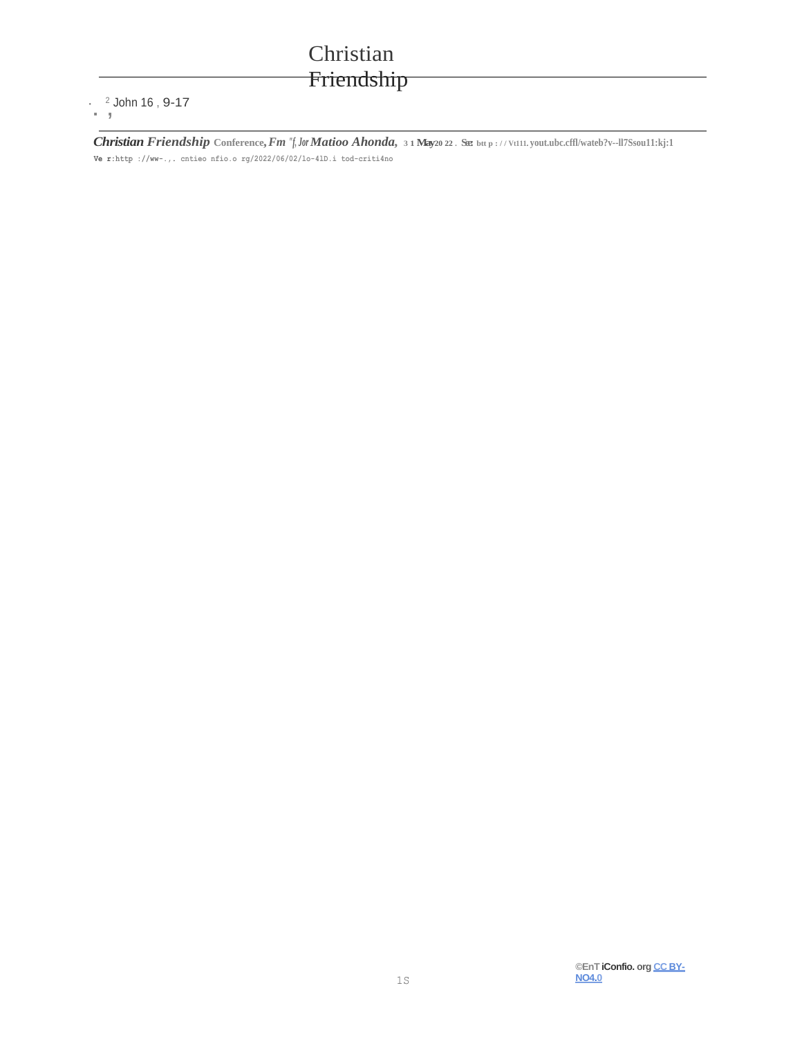# Christian Friendship

- [2] John 16 , 9-17
- ,

*Christian Friendship* Conference, *Fm "f, Jor Matioo Ahonda,* 3 1 May20 22 . See: btt p : / / Vt111. yout.ubc.cffl/wateb?v--ll7Ssou11:kj:1

Ve r:http ://ww-.,. cntieo nfio.o rg/2022/06/02/lo-41D.i tod-criti4no

©EnT iConfio. org CC BY-NO4.0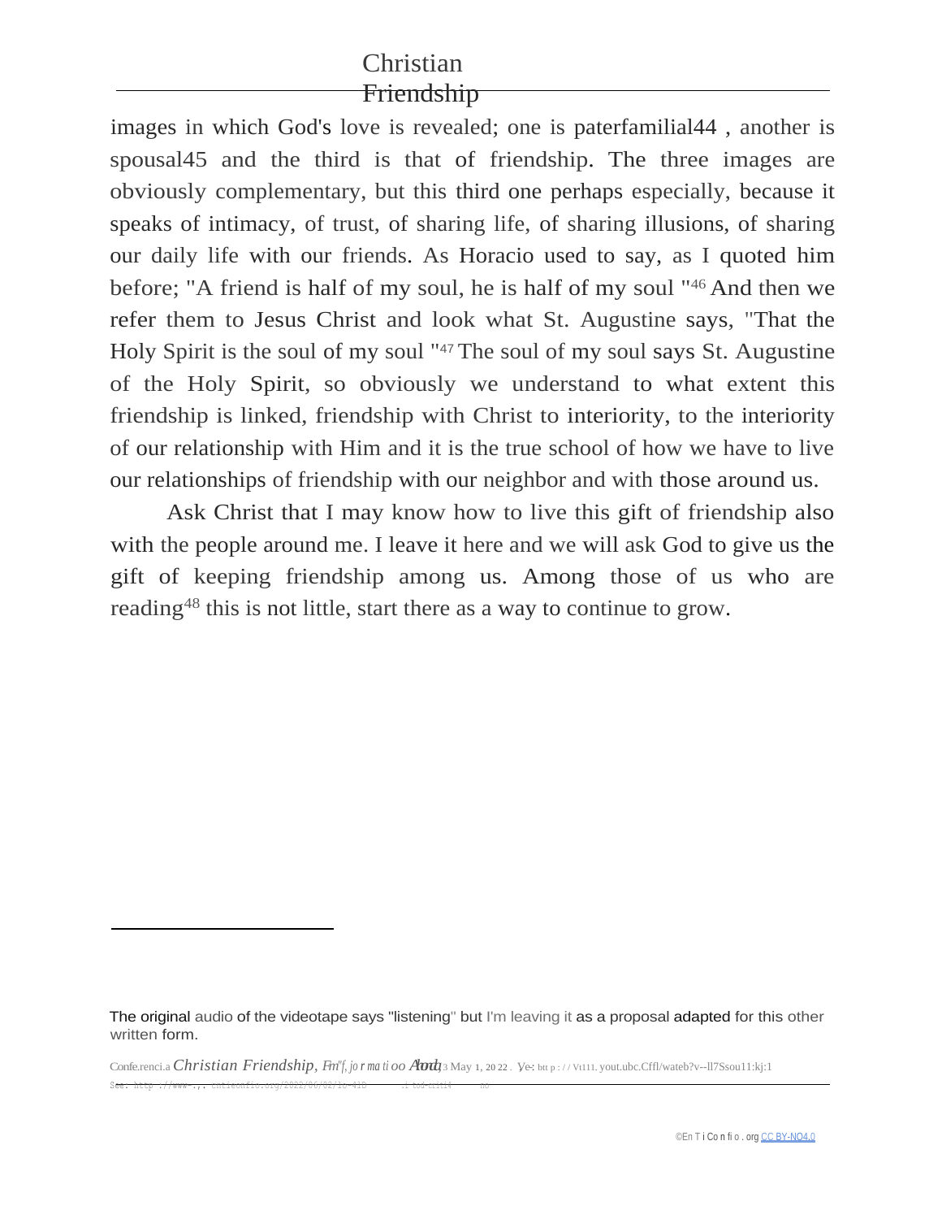images in which God's love is revealed; one is paterfamilial44 , another is spousal45 and the third is that of friendship. The three images are obviously complementary, but this third one perhaps especially, because it speaks of intimacy, of trust, of sharing life, of sharing illusions, of sharing our daily life with our friends. As Horacio used to say, as I quoted him before; "A friend is half of my soul, he is half of my soul "[46] And then we refer them to Jesus Christ and look what St. Augustine says, "That the Holy Spirit is the soul of my soul "[47] The soul of my soul says St. Augustine of the Holy Spirit, so obviously we understand to what extent this friendship is linked, friendship with Christ to interiority, to the interiority of our relationship with Him and it is the true school of how we have to live our relationships of friendship with our neighbor and with those around us.

Ask Christ that I may know how to live this gift of friendship also with the people around me. I leave it here and we will ask God to give us the gift of keeping friendship among us. Among those of us who are reading[48] this is not little, start there as a way to continue to grow.

---

The original audio of the videotape says "listening" but I'm leaving it as a proposal adapted for this other written form.

Confe.renci.a *Christian Friendship*, *Fm"f, jo r ma ti oo Aond*, 3 May 1, 20 22 . Ye: btt p : / / Vt111. yout.ubc.Cffl/wateb?v--ll7Ssou11:kj:1

See: http .//www-.,. cntleonfio.org/2022/06/02/10-41B .1 tod-ci1t14 nO

©En T i Co n fi o . org CC BY-NO4.0